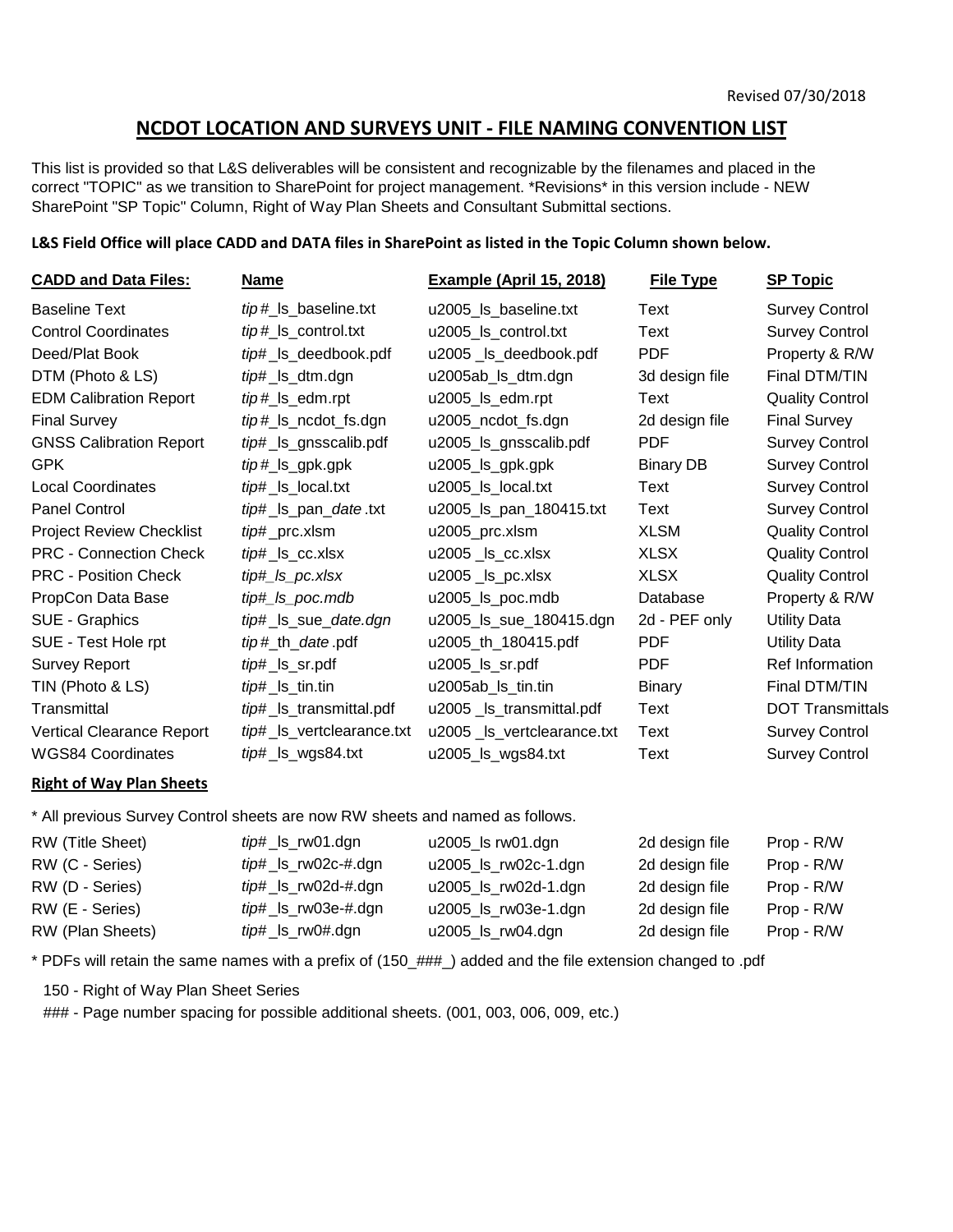Revised 07/30/2018

# NCDOT LOCATION AND SURVEYS UNIT - FILE NAMING CONVENTION LIST

This list is provided so that L&S deliverables will be consistent and recognizable by the filenames and placed in the correct "TOPIC" as we transition to SharePoint for project management. *Revisions* in this version include - NEW SharePoint "SP Topic" Column, Right of Way Plan Sheets and Consultant Submittal sections.

**L&S Field Office will place CADD and DATA files in SharePoint as listed in the Topic Column shown below.**

| CADD and Data Files: | Name | Example (April 15, 2018) | File Type | SP Topic |
|---|---|---|---|---|
| Baseline Text | *tip*#_ls_baseline.txt | u2005_ls_baseline.txt | Text | Survey Control |
| Control Coordinates | *tip*#_ls_control.txt | u2005_ls_control.txt | Text | Survey Control |
| Deed/Plat Book | *tip*#_ls_deedbook.pdf | u2005 _ls_deedbook.pdf | PDF | Property & R/W |
| DTM (Photo & LS) | *tip*#_ls_dtm.dgn | u2005ab_ls_dtm.dgn | 3d design file | Final DTM/TIN |
| EDM Calibration Report | *tip*#_ls_edm.rpt | u2005_ls_edm.rpt | Text | Quality Control |
| Final Survey | *tip*#_ls_ncdot_fs.dgn | u2005_ncdot_fs.dgn | 2d design file | Final Survey |
| GNSS Calibration Report | *tip*#_ls_gnsscalib.pdf | u2005_ls_gnsscalib.pdf | PDF | Survey Control |
| GPK | *tip*#_ls_gpk.gpk | u2005_ls_gpk.gpk | Binary DB | Survey Control |
| Local Coordinates | *tip*#_ls_local.txt | u2005_ls_local.txt | Text | Survey Control |
| Panel Control | *tip*#_ls_pan_*date*.txt | u2005_ls_pan_180415.txt | Text | Survey Control |
| Project Review Checklist | *tip*#_prc.xlsm | u2005_prc.xlsm | XLSM | Quality Control |
| PRC - Connection Check | *tip*#_ls_cc.xlsx | u2005 _ls_cc.xlsx | XLSX | Quality Control |
| PRC - Position Check | *tip#_ls_pc.xlsx* | u2005 _ls_pc.xlsx | XLSX | Quality Control |
| PropCon Data Base | *tip#_ls_poc.mdb* | u2005_ls_poc.mdb | Database | Property & R/W |
| SUE - Graphics | *tip*#_ls_sue_*date.dgn* | u2005_ls_sue_180415.dgn | 2d - PEF only | Utility Data |
| SUE - Test Hole rpt | *tip*#_th_*date*.pdf | u2005_th_180415.pdf | PDF | Utility Data |
| Survey Report | *tip*#_ls_sr.pdf | u2005_ls_sr.pdf | PDF | Ref Information |
| TIN (Photo & LS) | *tip*#_ls_tin.tin | u2005ab_ls_tin.tin | Binary | Final DTM/TIN |
| Transmittal | *tip*#_ls_transmittal.pdf | u2005 _ls_transmittal.pdf | Text | DOT Transmittals |
| Vertical Clearance Report | *tip*#_ls_vertclearance.txt | u2005 _ls_vertclearance.txt | Text | Survey Control |
| WGS84 Coordinates | *tip*#_ls_wgs84.txt | u2005_ls_wgs84.txt | Text | Survey Control |

**Right of Way Plan Sheets**

* All previous Survey Control sheets are now RW sheets and named as follows.

| | | | | |
|---|---|---|---|---|
| RW (Title Sheet) | *tip*#_ls_rw01.dgn | u2005_ls rw01.dgn | 2d design file | Prop - R/W |
| RW (C - Series) | *tip*#_ls_rw02c-#.dgn | u2005_ls_rw02c-1.dgn | 2d design file | Prop - R/W |
| RW (D - Series) | *tip*#_ls_rw02d-#.dgn | u2005_ls_rw02d-1.dgn | 2d design file | Prop - R/W |
| RW (E - Series) | *tip*#_ls_rw03e-#.dgn | u2005_ls_rw03e-1.dgn | 2d design file | Prop - R/W |
| RW (Plan Sheets) | *tip*#_ls_rw0#.dgn | u2005_ls_rw04.dgn | 2d design file | Prop - R/W |

* PDFs will retain the same names with a prefix of (150_###_) added and the file extension changed to .pdf

150 - Right of Way Plan Sheet Series

### - Page number spacing for possible additional sheets. (001, 003, 006, 009, etc.)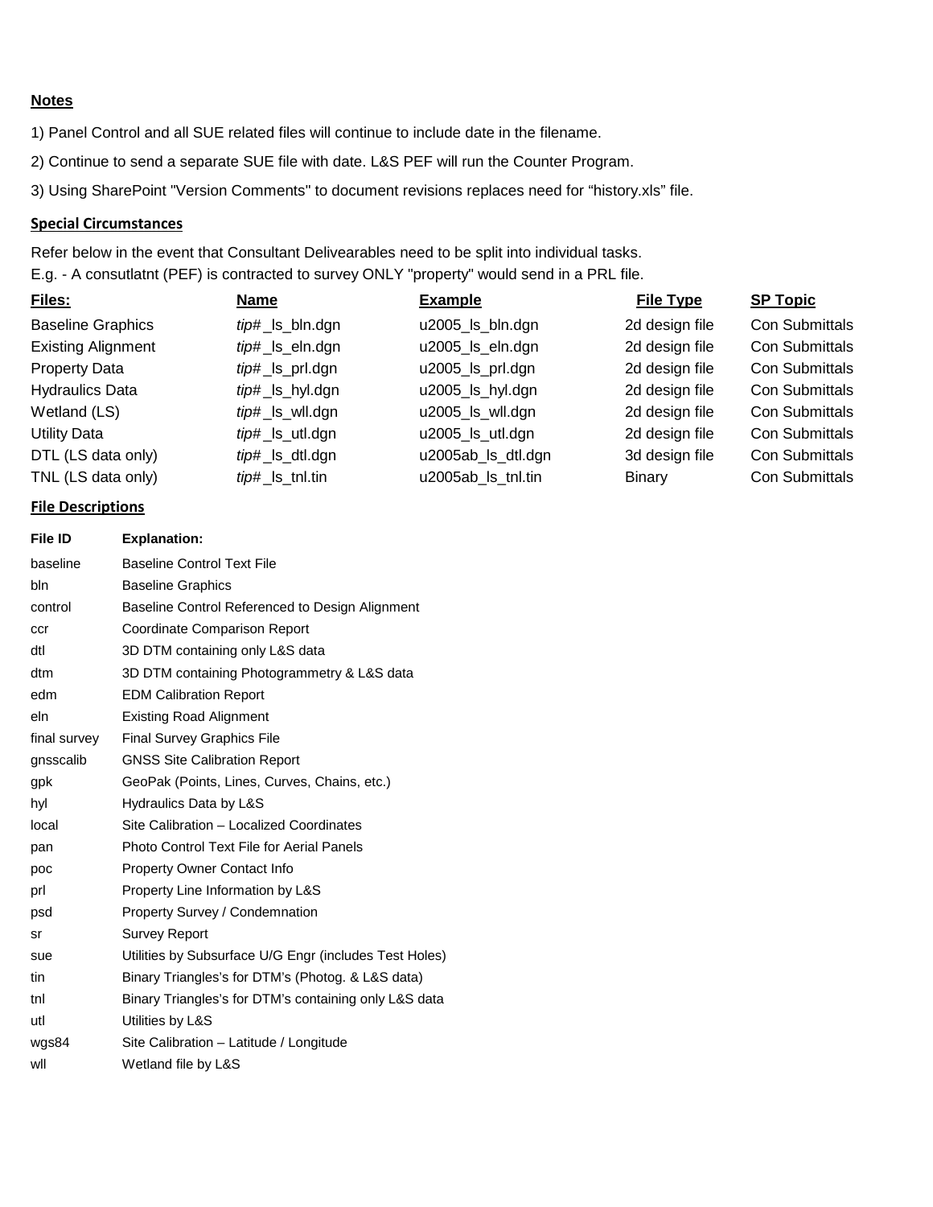## Notes

1) Panel Control and all SUE related files will continue to include date in the filename.

2) Continue to send a separate SUE file with date. L&S PEF will run the Counter Program.

3) Using SharePoint "Version Comments" to document revisions replaces need for "history.xls" file.

## Special Circumstances

Refer below in the event that Consultant Delivearables need to be split into individual tasks.
E.g. - A consutlatnt (PEF) is contracted to survey ONLY "property" would send in a PRL file.

| Files: | Name | Example | File Type | SP Topic |
|---|---|---|---|---|
| Baseline Graphics | *tip#*_ls_bln.dgn | u2005_ls_bln.dgn | 2d design file | Con Submittals |
| Existing Alignment | *tip#*_ls_eln.dgn | u2005_ls_eln.dgn | 2d design file | Con Submittals |
| Property Data | *tip#*_ls_prl.dgn | u2005_ls_prl.dgn | 2d design file | Con Submittals |
| Hydraulics Data | *tip#*_ls_hyl.dgn | u2005_ls_hyl.dgn | 2d design file | Con Submittals |
| Wetland (LS) | *tip#*_ls_wll.dgn | u2005_ls_wll.dgn | 2d design file | Con Submittals |
| Utility Data | *tip#*_ls_utl.dgn | u2005_ls_utl.dgn | 2d design file | Con Submittals |
| DTL (LS data only) | *tip#*_ls_dtl.dgn | u2005ab_ls_dtl.dgn | 3d design file | Con Submittals |
| TNL (LS data only) | *tip#*_ls_tnl.tin | u2005ab_ls_tnl.tin | Binary | Con Submittals |

## File Descriptions

| File ID | Explanation: |
|---|---|
| baseline | Baseline Control Text File |
| bln | Baseline Graphics |
| control | Baseline Control Referenced to Design Alignment |
| ccr | Coordinate Comparison Report |
| dtl | 3D DTM containing only L&S data |
| dtm | 3D DTM containing Photogrammetry & L&S data |
| edm | EDM Calibration Report |
| eln | Existing Road Alignment |
| final survey | Final Survey Graphics File |
| gnsscalib | GNSS Site Calibration Report |
| gpk | GeoPak (Points, Lines, Curves, Chains, etc.) |
| hyl | Hydraulics Data by L&S |
| local | Site Calibration – Localized Coordinates |
| pan | Photo Control Text File for Aerial Panels |
| poc | Property Owner Contact Info |
| prl | Property Line Information by L&S |
| psd | Property Survey / Condemnation |
| sr | Survey Report |
| sue | Utilities by Subsurface U/G Engr (includes Test Holes) |
| tin | Binary Triangles's for DTM's (Photog. & L&S data) |
| tnl | Binary Triangles's for DTM's containing only L&S data |
| utl | Utilities by L&S |
| wgs84 | Site Calibration – Latitude / Longitude |
| wll | Wetland file by L&S |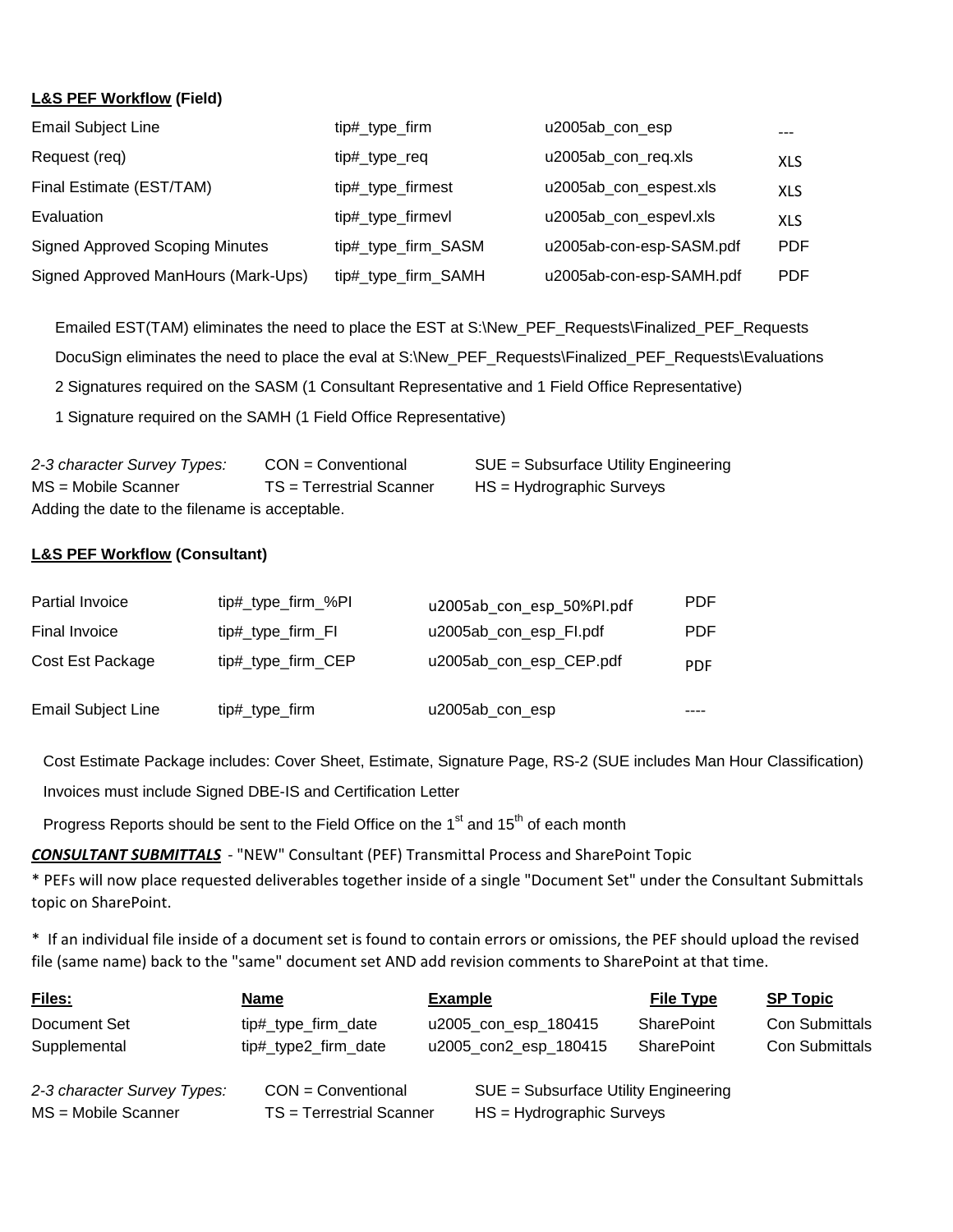**<u>L&S PEF Workflow</u> (Field)**

| | | | |
|---|---|---|---|
| Email Subject Line | tip#_type_firm | u2005ab_con_esp | --- |
| Request (req) | tip#_type_req | u2005ab_con_req.xls | XLS |
| Final Estimate (EST/TAM) | tip#_type_firmest | u2005ab_con_espest.xls | XLS |
| Evaluation | tip#_type_firmevl | u2005ab_con_espevl.xls | XLS |
| Signed Approved Scoping Minutes | tip#_type_firm_SASM | u2005ab-con-esp-SASM.pdf | PDF |
| Signed Approved ManHours (Mark-Ups) | tip#_type_firm_SAMH | u2005ab-con-esp-SAMH.pdf | PDF |

Emailed EST(TAM) eliminates the need to place the EST at S:\New_PEF_Requests\Finalized_PEF_Requests

DocuSign eliminates the need to place the eval at S:\New_PEF_Requests\Finalized_PEF_Requests\Evaluations

2 Signatures required on the SASM (1 Consultant Representative and 1 Field Office Representative)

1 Signature required on the SAMH (1 Field Office Representative)

*2-3 character Survey Types:* CON = Conventional SUE = Subsurface Utility Engineering
MS = Mobile Scanner TS = Terrestrial Scanner HS = Hydrographic Surveys
Adding the date to the filename is acceptable.

**<u>L&S PEF Workflow</u> (Consultant)**

| | | | |
|---|---|---|---|
| Partial Invoice | tip#_type_firm_%PI | u2005ab_con_esp_50%PI.pdf | PDF |
| Final Invoice | tip#_type_firm_FI | u2005ab_con_esp_FI.pdf | PDF |
| Cost Est Package | tip#_type_firm_CEP | u2005ab_con_esp_CEP.pdf | PDF |
| Email Subject Line | tip#_type_firm | u2005ab_con_esp | ---- |

Cost Estimate Package includes: Cover Sheet, Estimate, Signature Page, RS-2 (SUE includes Man Hour Classification)

Invoices must include Signed DBE-IS and Certification Letter

Progress Reports should be sent to the Field Office on the 1st and 15th of each month

***<u>CONSULTANT SUBMITTALS</u>*** - "NEW" Consultant (PEF) Transmittal Process and SharePoint Topic

* PEFs will now place requested deliverables together inside of a single "Document Set" under the Consultant Submittals topic on SharePoint.

* If an individual file inside of a document set is found to contain errors or omissions, the PEF should upload the revised file (same name) back to the "same" document set AND add revision comments to SharePoint at that time.

| **<u>Files:</u>** | **<u>Name</u>** | **<u>Example</u>** | **<u>File Type</u>** | **<u>SP Topic</u>** |
|---|---|---|---|---|
| Document Set | tip#_type_firm_date | u2005_con_esp_180415 | SharePoint | Con Submittals |
| Supplemental | tip#_type2_firm_date | u2005_con2_esp_180415 | SharePoint | Con Submittals |

*2-3 character Survey Types:* CON = Conventional SUE = Subsurface Utility Engineering
MS = Mobile Scanner TS = Terrestrial Scanner HS = Hydrographic Surveys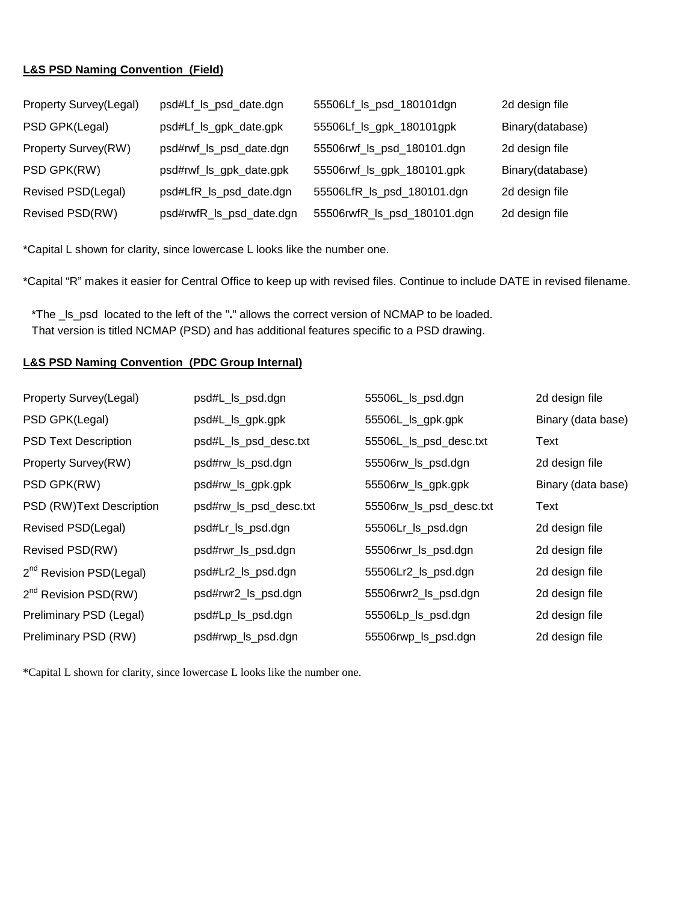**L&S PSD Naming Convention (Field)**

| | | | |
|---|---|---|---|
| Property Survey(Legal) | psd#Lf_ls_psd_date.dgn | 55506Lf_ls_psd_180101dgn | 2d design file |
| PSD GPK(Legal) | psd#Lf_ls_gpk_date.gpk | 55506Lf_ls_gpk_180101gpk | Binary(database) |
| Property Survey(RW) | psd#rwf_ls_psd_date.dgn | 55506rwf_ls_psd_180101.dgn | 2d design file |
| PSD GPK(RW) | psd#rwf_ls_gpk_date.gpk | 55506rwf_ls_gpk_180101.gpk | Binary(database) |
| Revised PSD(Legal) | psd#LfR_ls_psd_date.dgn | 55506LfR_ls_psd_180101.dgn | 2d design file |
| Revised PSD(RW) | psd#rwfR_ls_psd_date.dgn | 55506rwfR_ls_psd_180101.dgn | 2d design file |

*Capital L shown for clarity, since lowercase L looks like the number one.

*Capital "R" makes it easier for Central Office to keep up with revised files. Continue to include DATE in revised filename.

*The _ls_psd located to the left of the "**.**" allows the correct version of NCMAP to be loaded. That version is titled NCMAP (PSD) and has additional features specific to a PSD drawing.

**L&S PSD Naming Convention (PDC Group Internal)**

| | | | |
|---|---|---|---|
| Property Survey(Legal) | psd#L_ls_psd.dgn | 55506L_ls_psd.dgn | 2d design file |
| PSD GPK(Legal) | psd#L_ls_gpk.gpk | 55506L_ls_gpk.gpk | Binary (data base) |
| PSD Text Description | psd#L_ls_psd_desc.txt | 55506L_ls_psd_desc.txt | Text |
| Property Survey(RW) | psd#rw_ls_psd.dgn | 55506rw_ls_psd.dgn | 2d design file |
| PSD GPK(RW) | psd#rw_ls_gpk.gpk | 55506rw_ls_gpk.gpk | Binary (data base) |
| PSD (RW)Text Description | psd#rw_ls_psd_desc.txt | 55506rw_ls_psd_desc.txt | Text |
| Revised PSD(Legal) | psd#Lr_ls_psd.dgn | 55506Lr_ls_psd.dgn | 2d design file |
| Revised PSD(RW) | psd#rwr_ls_psd.dgn | 55506rwr_ls_psd.dgn | 2d design file |
| 2nd Revision PSD(Legal) | psd#Lr2_ls_psd.dgn | 55506Lr2_ls_psd.dgn | 2d design file |
| 2nd Revision PSD(RW) | psd#rwr2_ls_psd.dgn | 55506rwr2_ls_psd.dgn | 2d design file |
| Preliminary PSD (Legal) | psd#Lp_ls_psd.dgn | 55506Lp_ls_psd.dgn | 2d design file |
| Preliminary PSD (RW) | psd#rwp_ls_psd.dgn | 55506rwp_ls_psd.dgn | 2d design file |

*Capital L shown for clarity, since lowercase L looks like the number one.